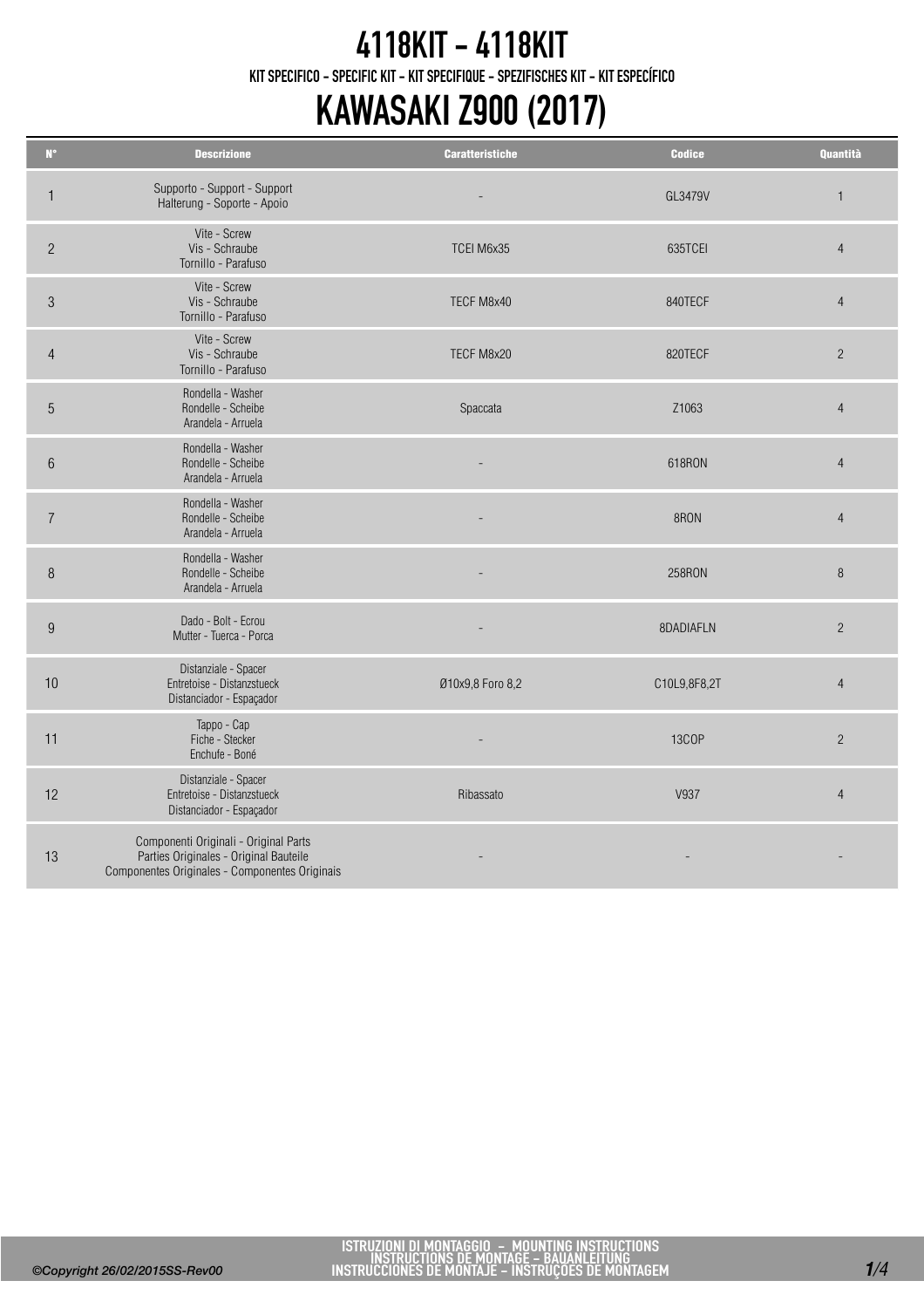# 4118KIT - 4118KIT

KIT SPECIFICO - SPECIFIC KIT - KIT SPECIFIQUE - SPEZIFISCHES KIT - KIT ESPECÍFICO

# KAWASAKI Z900 (2017)

| N° | Descrizione | Caratteristiche | Codice | Quantità |
|---|---|---|---|---|
| 1 | Supporto - Support - Support Halterung - Soporte - Apoio | - | GL3479V | 1 |
| 2 | Vite - Screw Vis - Schraube Tornillo - Parafuso | TCEI M6x35 | 635TCEI | 4 |
| 3 | Vite - Screw Vis - Schraube Tornillo - Parafuso | TECF M8x40 | 840TECF | 4 |
| 4 | Vite - Screw Vis - Schraube Tornillo - Parafuso | TECF M8x20 | 820TECF | 2 |
| 5 | Rondella - Washer Rondelle - Scheibe Arandela - Arruela | Spaccata | Z1063 | 4 |
| 6 | Rondella - Washer Rondelle - Scheibe Arandela - Arruela | - | 618RON | 4 |
| 7 | Rondella - Washer Rondelle - Scheibe Arandela - Arruela | - | 8RON | 4 |
| 8 | Rondella - Washer Rondelle - Scheibe Arandela - Arruela | - | 258RON | 8 |
| 9 | Dado - Bolt - Ecrou Mutter - Tuerca - Porca | - | 8DADIAFLN | 2 |
| 10 | Distanziale - Spacer Entretoise - Distanzstueck Distanciador - Espaçador | Ø10x9,8 Foro 8,2 | C10L9,8F8,2T | 4 |
| 11 | Tappo - Cap Fiche - Stecker Enchufe - Boné | - | 13COP | 2 |
| 12 | Distanziale - Spacer Entretoise - Distanzstueck Distanciador - Espaçador | Ribassato | V937 | 4 |
| 13 | Componenti Originali - Original Parts Parties Originales - Original Bauteile Componentes Originales - Componentes Originais | - | - | - |

ISTRUZIONI DI MONTAGGIO - MOUNTING INSTRUCTIONS
INSTRUCTIONS DE MONTAGE - BAUANLEITUNG
INSTRUCCIONES DE MONTAJE - INSTRUÇOES DE MONTAGEM

©Copyright 26/02/2015SS-Rev00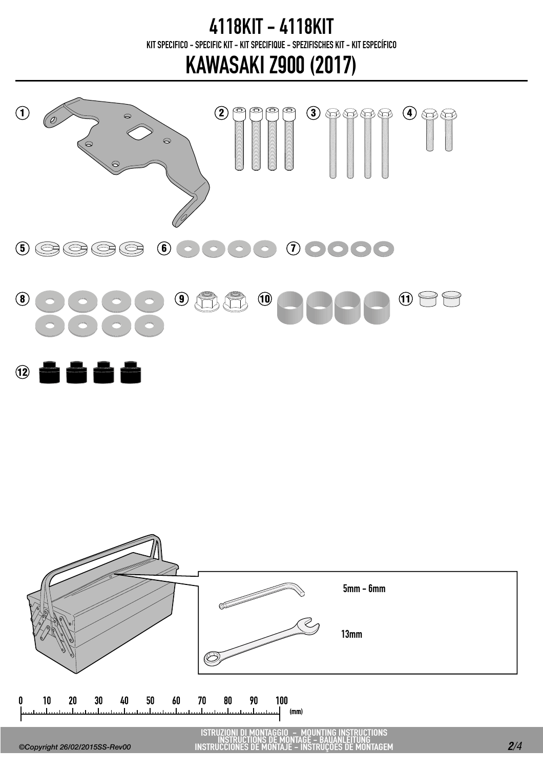# 4118KIT - 4118KIT

KIT SPECIFICO - SPECIFIC KIT - KIT SPECIFIQUE - SPEZIFISCHES KIT - KIT ESPECÍFICO

# KAWASAKI Z900 (2017)

1 2 3 4

5 6 7

8 9 10 11

12

5mm - 6mm

13mm

0 10 20 30 40 50 60 70 80 90 100 (mm)

ISTRUZIONI DI MONTAGGIO - MOUNTING INSTRUCTIONS
INSTRUCTIONS DE MONTAGE - BAUANLEITUNG
INSTRUCCIONES DE MONTAJE - INSTRUÇOES DE MONTAGEM

*©Copyright 26/02/2015SS-Rev00*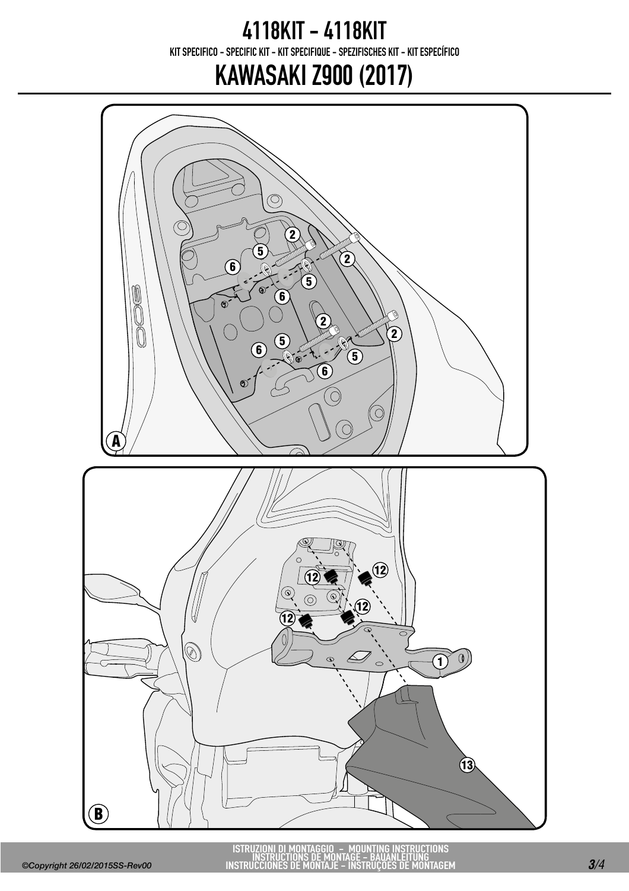# 4118KIT - 4118KIT

KIT SPECIFICO - SPECIFIC KIT - KIT SPECIFIQUE - SPEZIFISCHES KIT - KIT ESPECÍFICO

# KAWASAKI Z900 (2017)

A

2 5 6 2 5 6 2 5 6 2 5 6

B

12 12 12 12 1 13

ISTRUZIONI DI MONTAGGIO - MOUNTING INSTRUCTIONS
INSTRUCTIONS DE MONTAGE - BAUANLEITUNG
INSTRUCCIONES DE MONTAJE - INSTRUÇOES DE MONTAGEM

©Copyright 26/02/2015SS-Rev00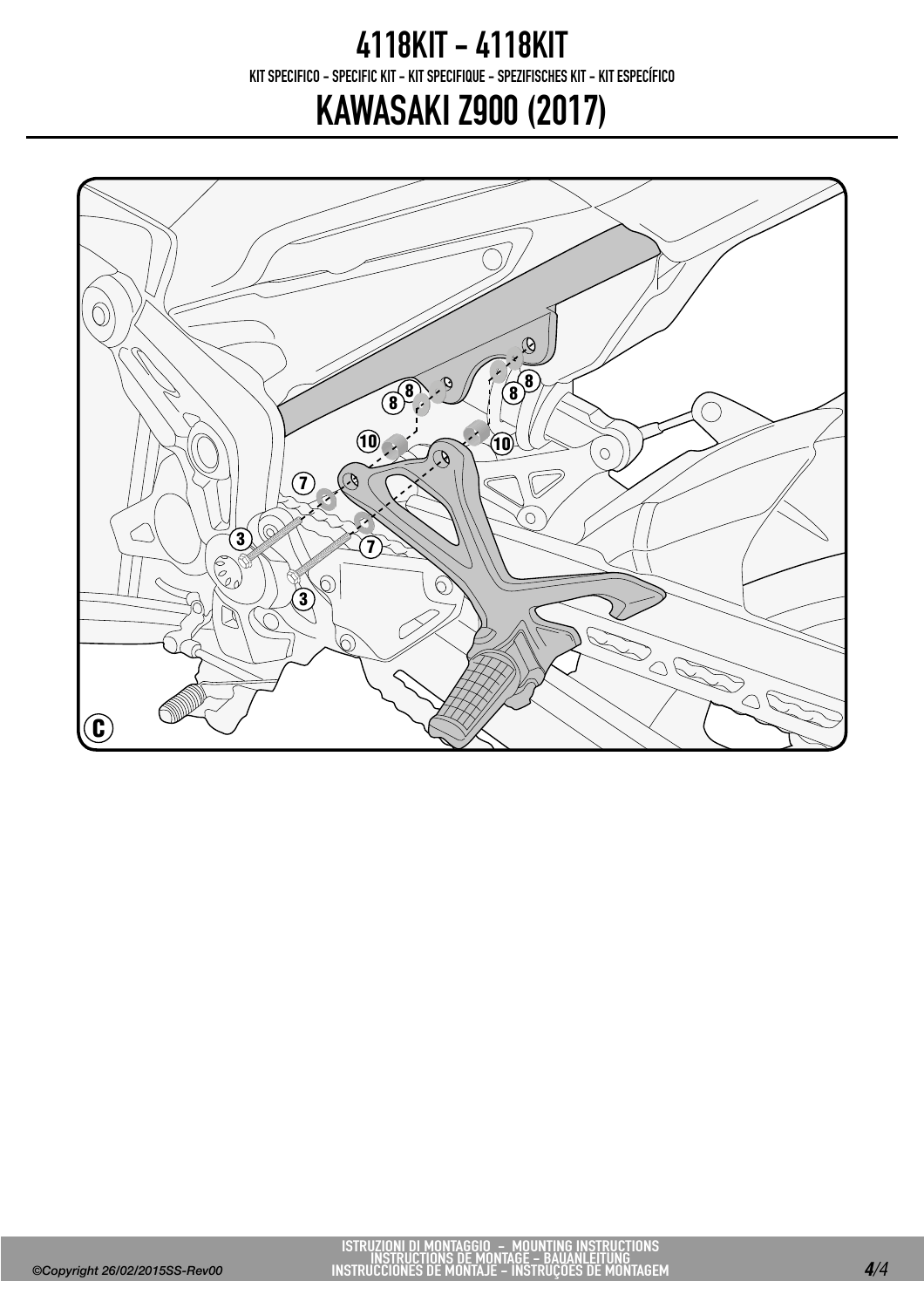# 4118KIT - 4118KIT

KIT SPECIFICO - SPECIFIC KIT - KIT SPECIFIQUE - SPEZIFISCHES KIT - KIT ESPECÍFICO

# KAWASAKI Z900 (2017)

8
8
8
8
10
10
7
7
3
3
C

ISTRUZIONI DI MONTAGGIO - MOUNTING INSTRUCTIONS
INSTRUCTIONS DE MONTAGE - BAUANLEITUNG
INSTRUCCIONES DE MONTAJE - INSTRUÇÕES DE MONTAGEM

©Copyright 26/02/2015SS-Rev00